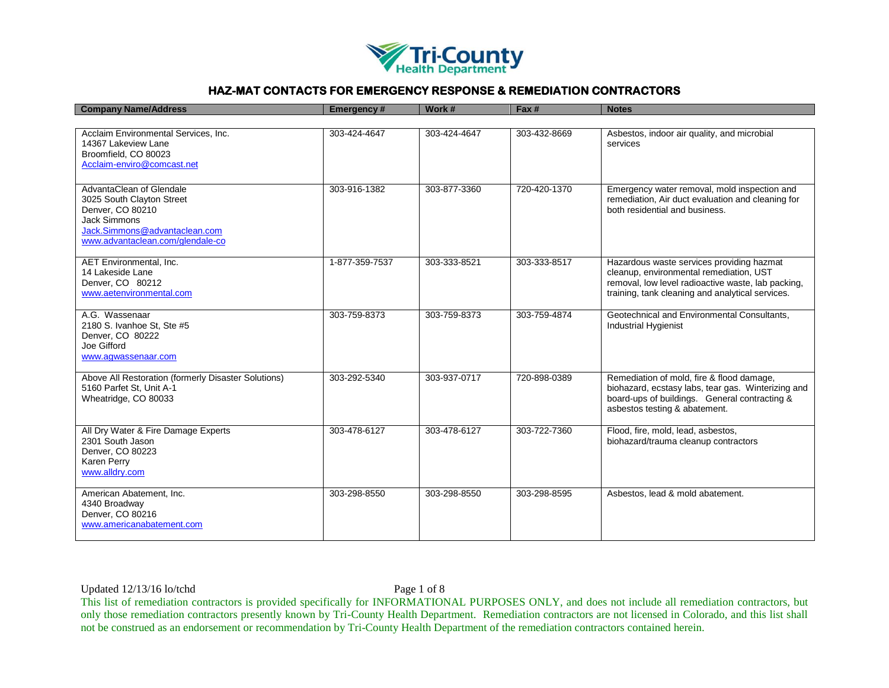Tri-County Health Department

# HAZ-MAT CONTACTS FOR EMERGENCY RESPONSE & REMEDIATION CONTRACTORS

| Company Name/Address | Emergency # | Work # | Fax # | Notes |
|---|---|---|---|---|
| Acclaim Environmental Services, Inc.<br>14367 Lakeview Lane<br>Broomfield, CO 80023<br>Acclaim-enviro@comcast.net | 303-424-4647 | 303-424-4647 | 303-432-8669 | Asbestos, indoor air quality, and microbial services |
| AdvantaClean of Glendale<br>3025 South Clayton Street<br>Denver, CO 80210<br>Jack Simmons<br>Jack.Simmons@advantaclean.com<br>www.advantaclean.com/glendale-co | 303-916-1382 | 303-877-3360 | 720-420-1370 | Emergency water removal, mold inspection and remediation, Air duct evaluation and cleaning for both residential and business. |
| AET Environmental, Inc.<br>14 Lakeside Lane<br>Denver, CO 80212<br>www.aetenvironmental.com | 1-877-359-7537 | 303-333-8521 | 303-333-8517 | Hazardous waste services providing hazmat cleanup, environmental remediation, UST removal, low level radioactive waste, lab packing, training, tank cleaning and analytical services. |
| A.G. Wassenaar<br>2180 S. Ivanhoe St, Ste #5<br>Denver, CO 80222<br>Joe Gifford<br>www.agwassenaar.com | 303-759-8373 | 303-759-8373 | 303-759-4874 | Geotechnical and Environmental Consultants, Industrial Hygienist |
| Above All Restoration (formerly Disaster Solutions)<br>5160 Parfet St, Unit A-1<br>Wheatridge, CO 80033 | 303-292-5340 | 303-937-0717 | 720-898-0389 | Remediation of mold, fire & flood damage, biohazard, ecstasy labs, tear gas. Winterizing and board-ups of buildings. General contracting & asbestos testing & abatement. |
| All Dry Water & Fire Damage Experts<br>2301 South Jason<br>Denver, CO 80223<br>Karen Perry<br>www.alldry.com | 303-478-6127 | 303-478-6127 | 303-722-7360 | Flood, fire, mold, lead, asbestos, biohazard/trauma cleanup contractors |
| American Abatement, Inc.<br>4340 Broadway<br>Denver, CO 80216<br>www.americanabatement.com | 303-298-8550 | 303-298-8550 | 303-298-8595 | Asbestos, lead & mold abatement. |

Updated 12/13/16 lo/tchd

This list of remediation contractors is provided specifically for INFORMATIONAL PURPOSES ONLY, and does not include all remediation contractors, but only those remediation contractors presently known by Tri-County Health Department. Remediation contractors are not licensed in Colorado, and this list shall not be construed as an endorsement or recommendation by Tri-County Health Department of the remediation contractors contained herein.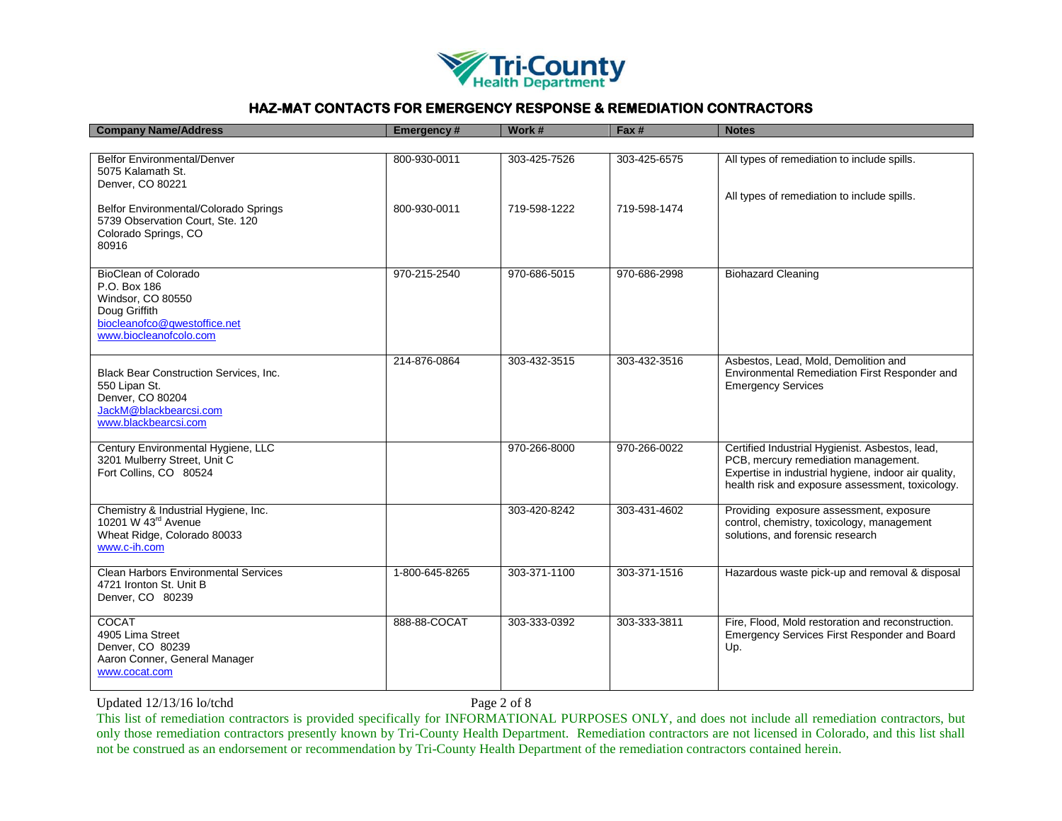# HAZ-MAT CONTACTS FOR EMERGENCY RESPONSE & REMEDIATION CONTRACTORS

| Company Name/Address | Emergency # | Work # | Fax # | Notes |
|---|---|---|---|---|
| Belfor Environmental/Denver<br>5075 Kalamath St.<br>Denver, CO 80221 | 800-930-0011 | 303-425-7526 | 303-425-6575 | All types of remediation to include spills. |
| Belfor Environmental/Colorado Springs<br>5739 Observation Court, Ste. 120<br>Colorado Springs, CO<br>80916 | 800-930-0011 | 719-598-1222 | 719-598-1474 | All types of remediation to include spills. |
| BioClean of Colorado<br>P.O. Box 186<br>Windsor, CO 80550<br>Doug Griffith<br>biocleanofco@qwestoffice.net<br>www.biocleanofcolo.com | 970-215-2540 | 970-686-5015 | 970-686-2998 | Biohazard Cleaning |
| Black Bear Construction Services, Inc.<br>550 Lipan St.<br>Denver, CO 80204<br>JackM@blackbearcsi.com<br>www.blackbearcsi.com | 214-876-0864 | 303-432-3515 | 303-432-3516 | Asbestos, Lead, Mold, Demolition and Environmental Remediation First Responder and Emergency Services |
| Century Environmental Hygiene, LLC<br>3201 Mulberry Street, Unit C<br>Fort Collins, CO 80524 | | 970-266-8000 | 970-266-0022 | Certified Industrial Hygienist. Asbestos, lead, PCB, mercury remediation management. Expertise in industrial hygiene, indoor air quality, health risk and exposure assessment, toxicology. |
| Chemistry & Industrial Hygiene, Inc.<br>10201 W 43rd Avenue<br>Wheat Ridge, Colorado 80033<br>www.c-ih.com | | 303-420-8242 | 303-431-4602 | Providing exposure assessment, exposure control, chemistry, toxicology, management solutions, and forensic research |
| Clean Harbors Environmental Services<br>4721 Ironton St. Unit B<br>Denver, CO 80239 | 1-800-645-8265 | 303-371-1100 | 303-371-1516 | Hazardous waste pick-up and removal & disposal |
| COCAT<br>4905 Lima Street<br>Denver, CO 80239<br>Aaron Conner, General Manager<br>www.cocat.com | 888-88-COCAT | 303-333-0392 | 303-333-3811 | Fire, Flood, Mold restoration and reconstruction. Emergency Services First Responder and Board Up. |

Updated 12/13/16 lo/tchd

This list of remediation contractors is provided specifically for INFORMATIONAL PURPOSES ONLY, and does not include all remediation contractors, but only those remediation contractors presently known by Tri-County Health Department. Remediation contractors are not licensed in Colorado, and this list shall not be construed as an endorsement or recommendation by Tri-County Health Department of the remediation contractors contained herein.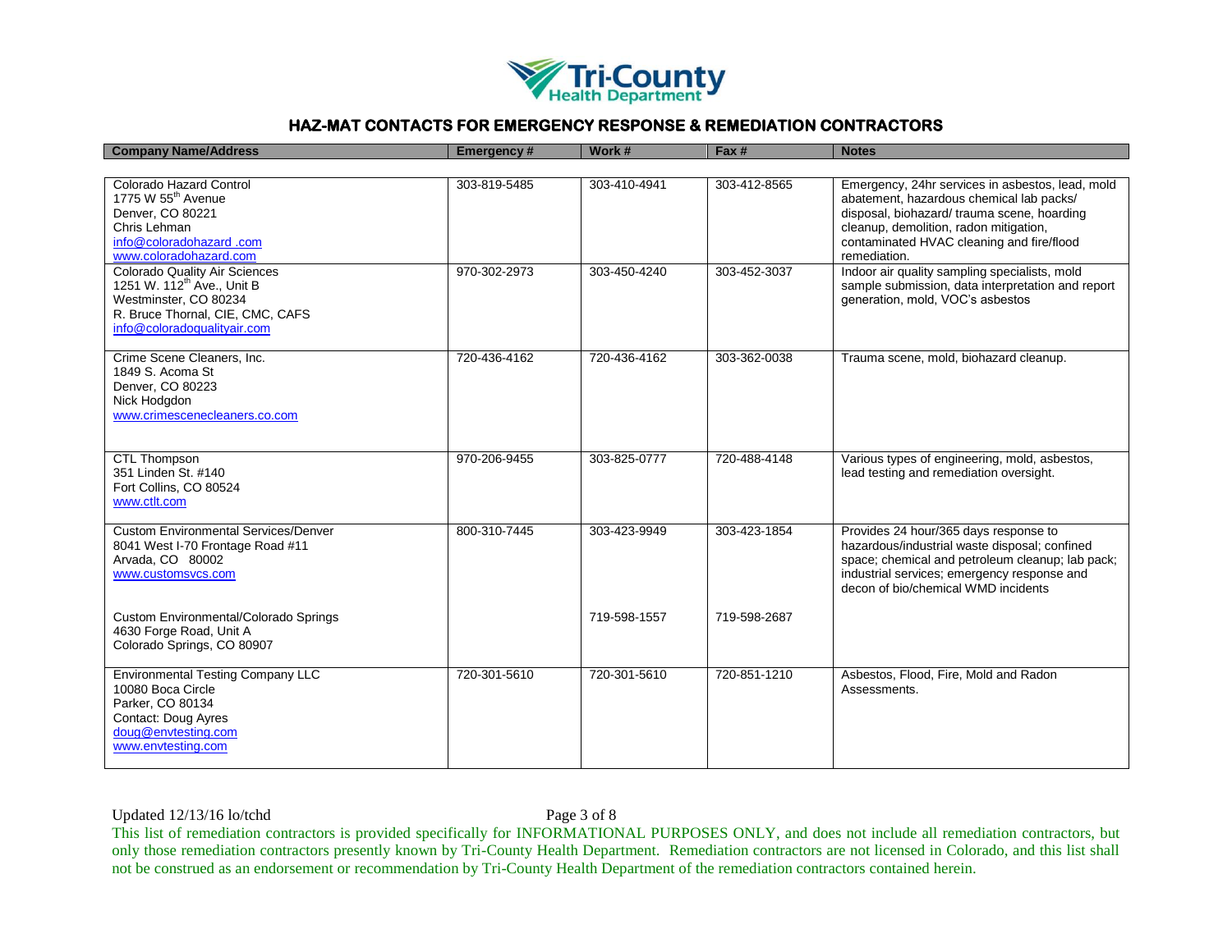# HAZ-MAT CONTACTS FOR EMERGENCY RESPONSE & REMEDIATION CONTRACTORS

| Company Name/Address | Emergency # | Work # | Fax # | Notes |
|---|---|---|---|---|
| Colorado Hazard Control<br>1775 W 55th Avenue<br>Denver, CO 80221<br>Chris Lehman<br>info@coloradohazard .com<br>www.coloradohazard.com | 303-819-5485 | 303-410-4941 | 303-412-8565 | Emergency, 24hr services in asbestos, lead, mold abatement, hazardous chemical lab packs/ disposal, biohazard/ trauma scene, hoarding cleanup, demolition, radon mitigation, contaminated HVAC cleaning and fire/flood remediation. |
| Colorado Quality Air Sciences<br>1251 W. 112th Ave., Unit B<br>Westminster, CO 80234<br>R. Bruce Thornal, CIE, CMC, CAFS<br>info@coloradoqualityair.com | 970-302-2973 | 303-450-4240 | 303-452-3037 | Indoor air quality sampling specialists, mold sample submission, data interpretation and report generation, mold, VOC's asbestos |
| Crime Scene Cleaners, Inc.<br>1849 S. Acoma St<br>Denver, CO 80223<br>Nick Hodgdon<br>www.crimescenecleaners.co.com | 720-436-4162 | 720-436-4162 | 303-362-0038 | Trauma scene, mold, biohazard cleanup. |
| CTL Thompson<br>351 Linden St. #140<br>Fort Collins, CO 80524<br>www.ctlt.com | 970-206-9455 | 303-825-0777 | 720-488-4148 | Various types of engineering, mold, asbestos, lead testing and remediation oversight. |
| Custom Environmental Services/Denver<br>8041 West I-70 Frontage Road #11<br>Arvada, CO 80002<br>www.customsvcs.com<br><br>Custom Environmental/Colorado Springs<br>4630 Forge Road, Unit A<br>Colorado Springs, CO 80907 | 800-310-7445 | 303-423-9949<br><br>719-598-1557 | 303-423-1854<br><br>719-598-2687 | Provides 24 hour/365 days response to hazardous/industrial waste disposal; confined space; chemical and petroleum cleanup; lab pack; industrial services; emergency response and decon of bio/chemical WMD incidents |
| Environmental Testing Company LLC<br>10080 Boca Circle<br>Parker, CO 80134<br>Contact: Doug Ayres<br>doug@envtesting.com<br>www.envtesting.com | 720-301-5610 | 720-301-5610 | 720-851-1210 | Asbestos, Flood, Fire, Mold and Radon Assessments. |

Updated 12/13/16 lo/tchd

This list of remediation contractors is provided specifically for INFORMATIONAL PURPOSES ONLY, and does not include all remediation contractors, but only those remediation contractors presently known by Tri-County Health Department. Remediation contractors are not licensed in Colorado, and this list shall not be construed as an endorsement or recommendation by Tri-County Health Department of the remediation contractors contained herein.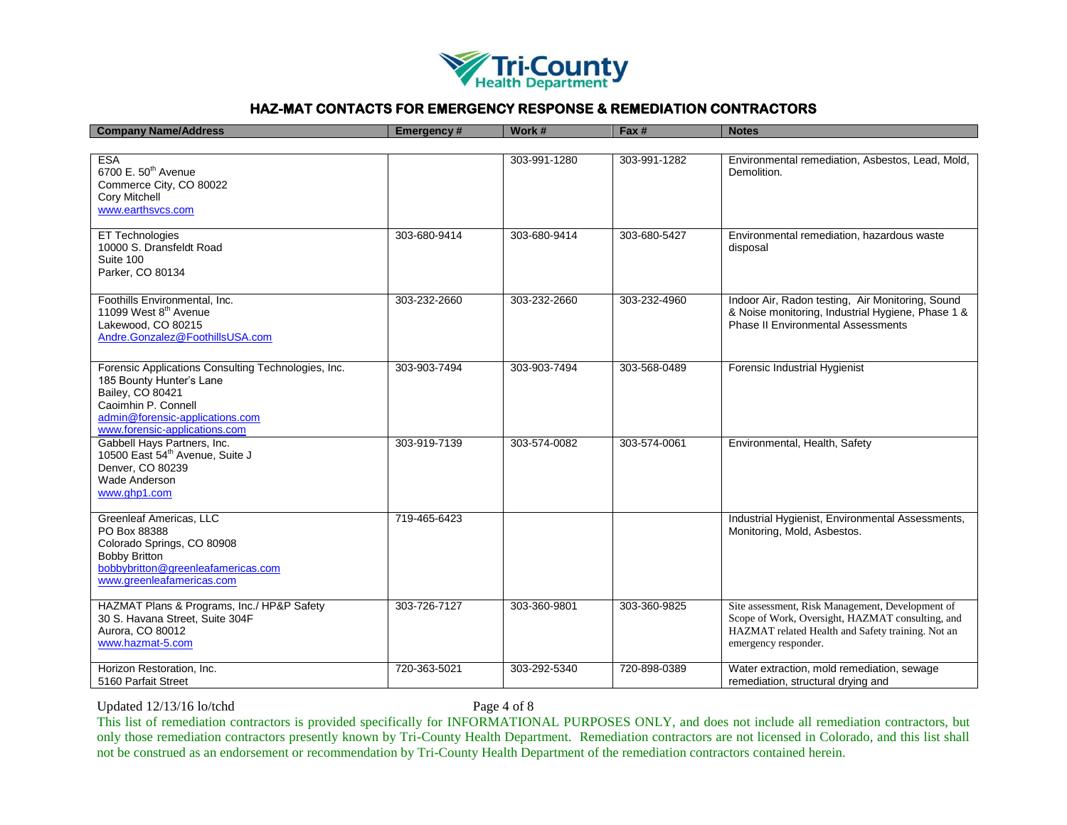# HAZ-MAT CONTACTS FOR EMERGENCY RESPONSE & REMEDIATION CONTRACTORS

| Company Name/Address | Emergency # | Work # | Fax # | Notes |
|---|---|---|---|---|
| ESA<br>6700 E. 50th Avenue<br>Commerce City, CO 80022<br>Cory Mitchell<br>www.earthsvcs.com | | 303-991-1280 | 303-991-1282 | Environmental remediation, Asbestos, Lead, Mold, Demolition. |
| ET Technologies<br>10000 S. Dransfeldt Road<br>Suite 100<br>Parker, CO 80134 | 303-680-9414 | 303-680-9414 | 303-680-5427 | Environmental remediation, hazardous waste disposal |
| Foothills Environmental, Inc.<br>11099 West 8th Avenue<br>Lakewood, CO 80215<br>Andre.Gonzalez@FoothillsUSA.com | 303-232-2660 | 303-232-2660 | 303-232-4960 | Indoor Air, Radon testing, Air Monitoring, Sound & Noise monitoring, Industrial Hygiene, Phase 1 & Phase II Environmental Assessments |
| Forensic Applications Consulting Technologies, Inc.<br>185 Bounty Hunter's Lane<br>Bailey, CO 80421<br>Caoimhin P. Connell<br>admin@forensic-applications.com<br>www.forensic-applications.com | 303-903-7494 | 303-903-7494 | 303-568-0489 | Forensic Industrial Hygienist |
| Gabbell Hays Partners, Inc.<br>10500 East 54th Avenue, Suite J<br>Denver, CO 80239<br>Wade Anderson<br>www.ghp1.com | 303-919-7139 | 303-574-0082 | 303-574-0061 | Environmental, Health, Safety |
| Greenleaf Americas, LLC<br>PO Box 88388<br>Colorado Springs, CO 80908<br>Bobby Britton<br>bobbybritton@greenleafamericas.com<br>www.greenleafamericas.com | 719-465-6423 | | | Industrial Hygienist, Environmental Assessments, Monitoring, Mold, Asbestos. |
| HAZMAT Plans & Programs, Inc./ HP&P Safety<br>30 S. Havana Street, Suite 304F<br>Aurora, CO 80012<br>www.hazmat-5.com | 303-726-7127 | 303-360-9801 | 303-360-9825 | Site assessment, Risk Management, Development of Scope of Work, Oversight, HAZMAT consulting, and HAZMAT related Health and Safety training. Not an emergency responder. |
| Horizon Restoration, Inc.<br>5160 Parfait Street | 720-363-5021 | 303-292-5340 | 720-898-0389 | Water extraction, mold remediation, sewage remediation, structural drying and |

Updated 12/13/16 lo/tchd

This list of remediation contractors is provided specifically for INFORMATIONAL PURPOSES ONLY, and does not include all remediation contractors, but only those remediation contractors presently known by Tri-County Health Department. Remediation contractors are not licensed in Colorado, and this list shall not be construed as an endorsement or recommendation by Tri-County Health Department of the remediation contractors contained herein.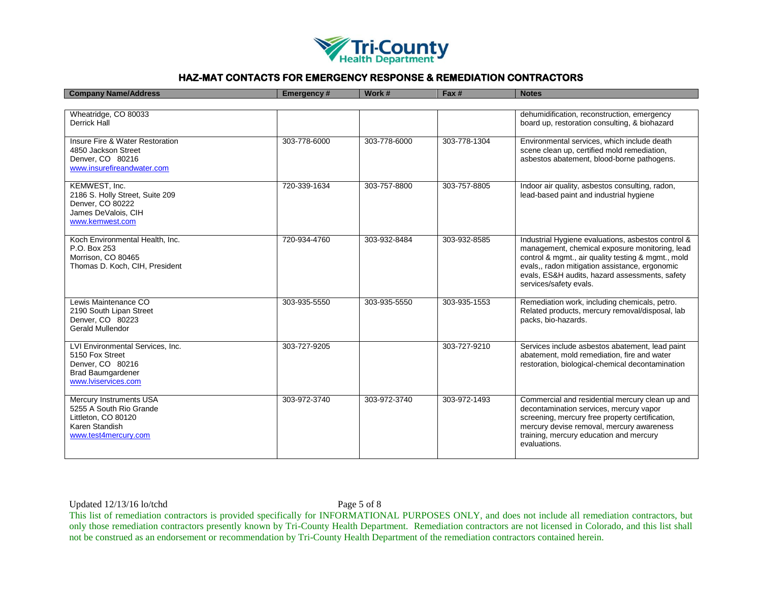# HAZ-MAT CONTACTS FOR EMERGENCY RESPONSE & REMEDIATION CONTRACTORS

| Company Name/Address | Emergency # | Work # | Fax # | Notes |
|---|---|---|---|---|
| Wheatridge, CO 80033<br>Derrick Hall | | | | dehumidification, reconstruction, emergency board up, restoration consulting, & biohazard |
| Insure Fire & Water Restoration<br>4850 Jackson Street<br>Denver, CO 80216<br>www.insurefireandwater.com | 303-778-6000 | 303-778-6000 | 303-778-1304 | Environmental services, which include death scene clean up, certified mold remediation, asbestos abatement, blood-borne pathogens. |
| KEMWEST, Inc.<br>2186 S. Holly Street, Suite 209<br>Denver, CO 80222<br>James DeValois, CIH<br>www.kemwest.com | 720-339-1634 | 303-757-8800 | 303-757-8805 | Indoor air quality, asbestos consulting, radon, lead-based paint and industrial hygiene |
| Koch Environmental Health, Inc.<br>P.O. Box 253<br>Morrison, CO 80465<br>Thomas D. Koch, CIH, President | 720-934-4760 | 303-932-8484 | 303-932-8585 | Industrial Hygiene evaluations, asbestos control & management, chemical exposure monitoring, lead control & mgmt., air quality testing & mgmt., mold evals,, radon mitigation assistance, ergonomic evals, ES&H audits, hazard assessments, safety services/safety evals. |
| Lewis Maintenance CO<br>2190 South Lipan Street<br>Denver, CO 80223<br>Gerald Mullendor | 303-935-5550 | 303-935-5550 | 303-935-1553 | Remediation work, including chemicals, petro. Related products, mercury removal/disposal, lab packs, bio-hazards. |
| LVI Environmental Services, Inc.<br>5150 Fox Street<br>Denver, CO 80216<br>Brad Baumgardener<br>www.lviservices.com | 303-727-9205 | | 303-727-9210 | Services include asbestos abatement, lead paint abatement, mold remediation, fire and water restoration, biological-chemical decontamination |
| Mercury Instruments USA<br>5255 A South Rio Grande<br>Littleton, CO 80120<br>Karen Standish<br>www.test4mercury.com | 303-972-3740 | 303-972-3740 | 303-972-1493 | Commercial and residential mercury clean up and decontamination services, mercury vapor screening, mercury free property certification, mercury devise removal, mercury awareness training, mercury education and mercury evaluations. |

Updated 12/13/16 lo/tchd

This list of remediation contractors is provided specifically for INFORMATIONAL PURPOSES ONLY, and does not include all remediation contractors, but only those remediation contractors presently known by Tri-County Health Department. Remediation contractors are not licensed in Colorado, and this list shall not be construed as an endorsement or recommendation by Tri-County Health Department of the remediation contractors contained herein.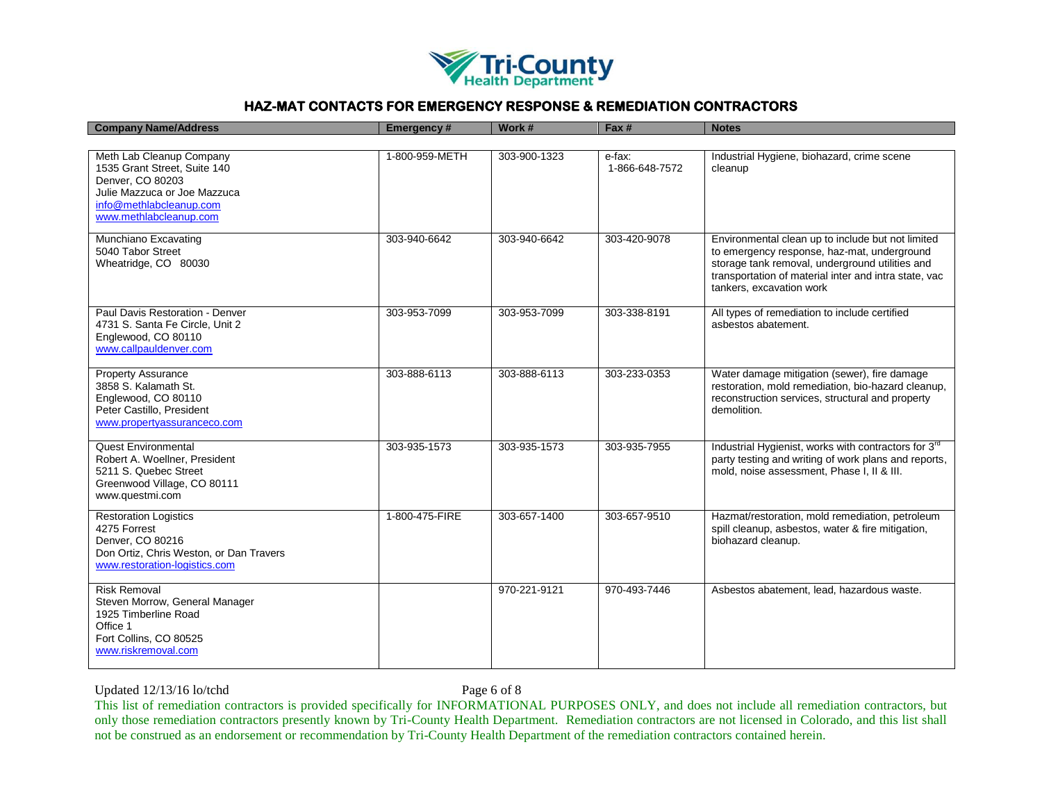# HAZ-MAT CONTACTS FOR EMERGENCY RESPONSE & REMEDIATION CONTRACTORS

| Company Name/Address | Emergency # | Work # | Fax # | Notes |
|---|---|---|---|---|
| Meth Lab Cleanup Company<br>1535 Grant Street, Suite 140<br>Denver, CO 80203<br>Julie Mazzuca or Joe Mazzuca<br>info@methlabcleanup.com<br>www.methlabcleanup.com | 1-800-959-METH | 303-900-1323 | e-fax:<br>1-866-648-7572 | Industrial Hygiene, biohazard, crime scene cleanup |
| Munchiano Excavating<br>5040 Tabor Street<br>Wheatridge, CO 80030 | 303-940-6642 | 303-940-6642 | 303-420-9078 | Environmental clean up to include but not limited to emergency response, haz-mat, underground storage tank removal, underground utilities and transportation of material inter and intra state, vac tankers, excavation work |
| Paul Davis Restoration - Denver<br>4731 S. Santa Fe Circle, Unit 2<br>Englewood, CO 80110<br>www.callpauldenver.com | 303-953-7099 | 303-953-7099 | 303-338-8191 | All types of remediation to include certified asbestos abatement. |
| Property Assurance<br>3858 S. Kalamath St.<br>Englewood, CO 80110<br>Peter Castillo, President<br>www.propertyassuranceco.com | 303-888-6113 | 303-888-6113 | 303-233-0353 | Water damage mitigation (sewer), fire damage restoration, mold remediation, bio-hazard cleanup, reconstruction services, structural and property demolition. |
| Quest Environmental<br>Robert A. Woellner, President<br>5211 S. Quebec Street<br>Greenwood Village, CO 80111<br>www.questmi.com | 303-935-1573 | 303-935-1573 | 303-935-7955 | Industrial Hygienist, works with contractors for 3rd party testing and writing of work plans and reports, mold, noise assessment, Phase I, II & III. |
| Restoration Logistics<br>4275 Forrest<br>Denver, CO 80216<br>Don Ortiz, Chris Weston, or Dan Travers<br>www.restoration-logistics.com | 1-800-475-FIRE | 303-657-1400 | 303-657-9510 | Hazmat/restoration, mold remediation, petroleum spill cleanup, asbestos, water & fire mitigation, biohazard cleanup. |
| Risk Removal<br>Steven Morrow, General Manager<br>1925 Timberline Road<br>Office 1<br>Fort Collins, CO 80525<br>www.riskremoval.com | | 970-221-9121 | 970-493-7446 | Asbestos abatement, lead, hazardous waste. |

Updated 12/13/16 lo/tchd

This list of remediation contractors is provided specifically for INFORMATIONAL PURPOSES ONLY, and does not include all remediation contractors, but only those remediation contractors presently known by Tri-County Health Department. Remediation contractors are not licensed in Colorado, and this list shall not be construed as an endorsement or recommendation by Tri-County Health Department of the remediation contractors contained herein.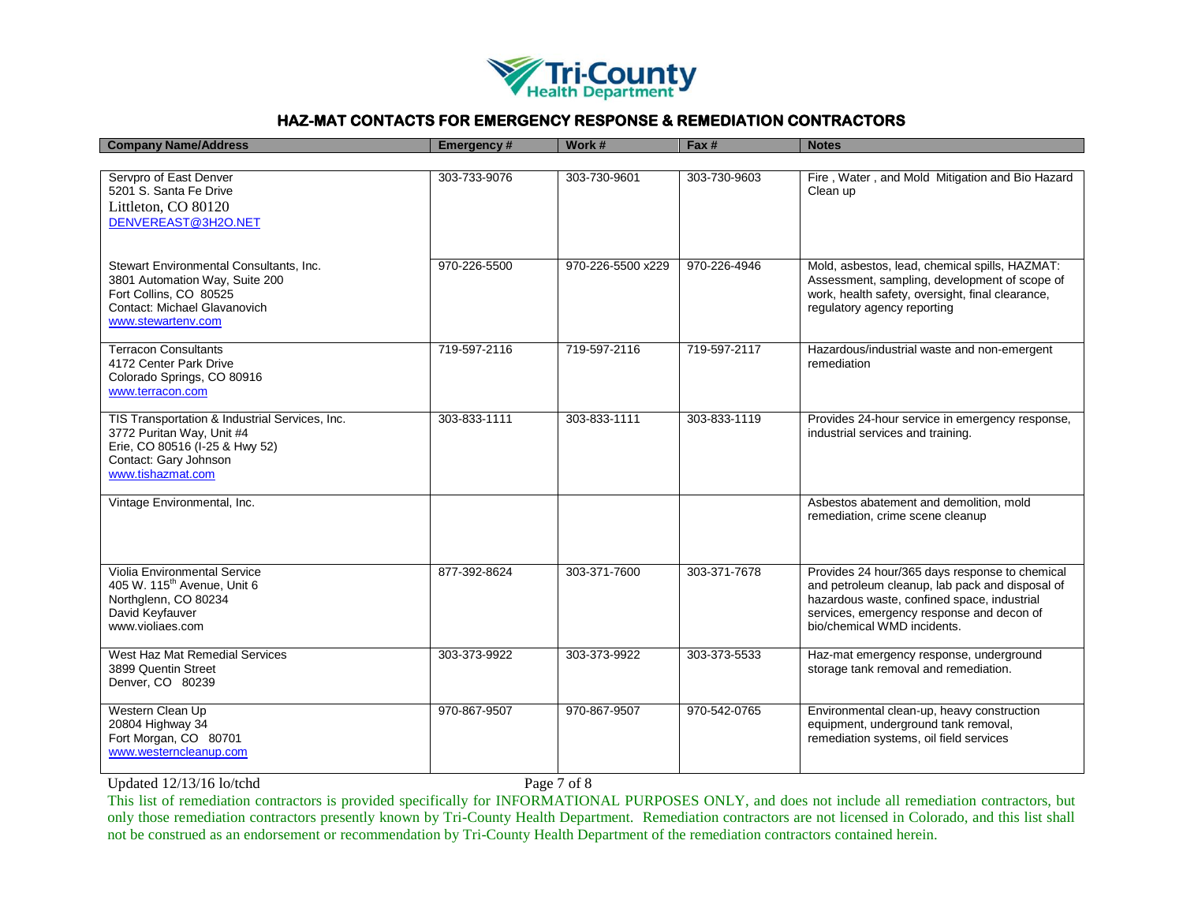# HAZ-MAT CONTACTS FOR EMERGENCY RESPONSE & REMEDIATION CONTRACTORS

| Company Name/Address | Emergency # | Work # | Fax # | Notes |
|---|---|---|---|---|
| Servpro of East Denver<br>5201 S. Santa Fe Drive<br>Littleton, CO 80120<br>DENVEREAST@3H2O.NET | 303-733-9076 | 303-730-9601 | 303-730-9603 | Fire , Water , and Mold Mitigation and Bio Hazard Clean up |
| Stewart Environmental Consultants, Inc.<br>3801 Automation Way, Suite 200<br>Fort Collins, CO 80525<br>Contact: Michael Glavanovich<br>www.stewartenv.com | 970-226-5500 | 970-226-5500 x229 | 970-226-4946 | Mold, asbestos, lead, chemical spills, HAZMAT: Assessment, sampling, development of scope of work, health safety, oversight, final clearance, regulatory agency reporting |
| Terracon Consultants<br>4172 Center Park Drive<br>Colorado Springs, CO 80916<br>www.terracon.com | 719-597-2116 | 719-597-2116 | 719-597-2117 | Hazardous/industrial waste and non-emergent remediation |
| TIS Transportation & Industrial Services, Inc.<br>3772 Puritan Way, Unit #4<br>Erie, CO 80516 (I-25 & Hwy 52)<br>Contact: Gary Johnson<br>www.tishazmat.com | 303-833-1111 | 303-833-1111 | 303-833-1119 | Provides 24-hour service in emergency response, industrial services and training. |
| Vintage Environmental, Inc. | | | | Asbestos abatement and demolition, mold remediation, crime scene cleanup |
| Violia Environmental Service<br>405 W. 115th Avenue, Unit 6<br>Northglenn, CO 80234<br>David Keyfauver<br>www.violiaes.com | 877-392-8624 | 303-371-7600 | 303-371-7678 | Provides 24 hour/365 days response to chemical and petroleum cleanup, lab pack and disposal of hazardous waste, confined space, industrial services, emergency response and decon of bio/chemical WMD incidents. |
| West Haz Mat Remedial Services<br>3899 Quentin Street<br>Denver, CO 80239 | 303-373-9922 | 303-373-9922 | 303-373-5533 | Haz-mat emergency response, underground storage tank removal and remediation. |
| Western Clean Up<br>20804 Highway 34<br>Fort Morgan, CO 80701<br>www.westerncleanup.com | 970-867-9507 | 970-867-9507 | 970-542-0765 | Environmental clean-up, heavy construction equipment, underground tank removal, remediation systems, oil field services |

Updated 12/13/16 lo/tchd

This list of remediation contractors is provided specifically for INFORMATIONAL PURPOSES ONLY, and does not include all remediation contractors, but only those remediation contractors presently known by Tri-County Health Department. Remediation contractors are not licensed in Colorado, and this list shall not be construed as an endorsement or recommendation by Tri-County Health Department of the remediation contractors contained herein.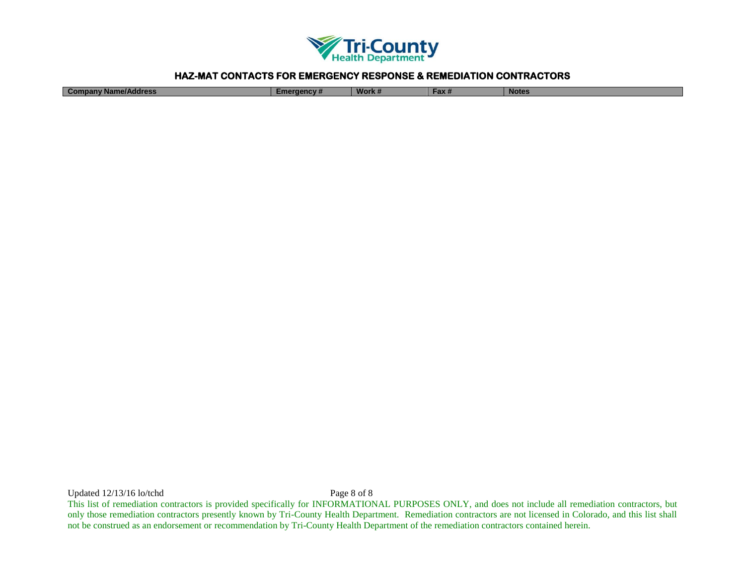## HAZ-MAT CONTACTS FOR EMERGENCY RESPONSE & REMEDIATION CONTRACTORS

| Company Name/Address | Emergency # | Work # | Fax # | Notes |
|---|---|---|---|---|

Updated 12/13/16 lo/tchd

This list of remediation contractors is provided specifically for INFORMATIONAL PURPOSES ONLY, and does not include all remediation contractors, but only those remediation contractors presently known by Tri-County Health Department. Remediation contractors are not licensed in Colorado, and this list shall not be construed as an endorsement or recommendation by Tri-County Health Department of the remediation contractors contained herein.